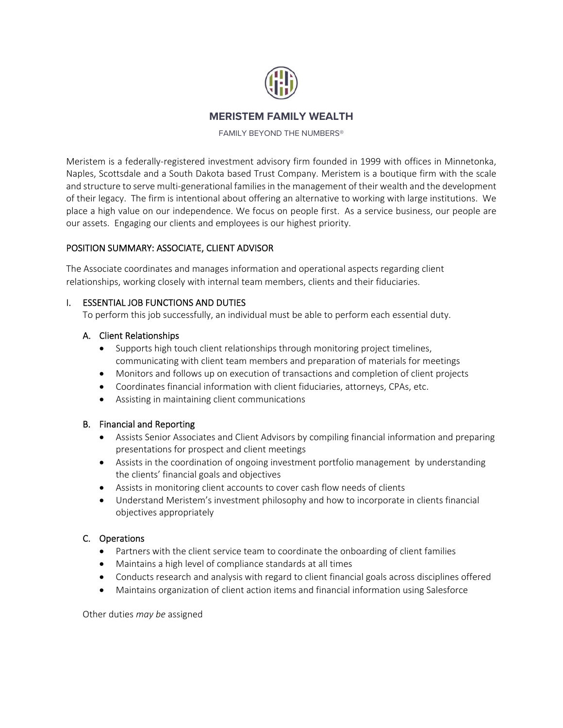# MERISTEM FAMILY WEALTH

FAMILY BEYOND THE NUMBERS®

Meristem is a federally-registered investment advisory firm founded in 1999 with offices in Minnetonka, Naples, Scottsdale and a South Dakota based Trust Company. Meristem is a boutique firm with the scale and structure to serve multi-generational families in the management of their wealth and the development of their legacy. The firm is intentional about offering an alternative to working with large institutions. We place a high value on our independence. We focus on people first. As a service business, our people are our assets. Engaging our clients and employees is our highest priority.

## POSITION SUMMARY: ASSOCIATE, CLIENT ADVISOR

The Associate coordinates and manages information and operational aspects regarding client relationships, working closely with internal team members, clients and their fiduciaries.

## I. ESSENTIAL JOB FUNCTIONS AND DUTIES

To perform this job successfully, an individual must be able to perform each essential duty.

### A. Client Relationships

- Supports high touch client relationships through monitoring project timelines, communicating with client team members and preparation of materials for meetings
- Monitors and follows up on execution of transactions and completion of client projects
- Coordinates financial information with client fiduciaries, attorneys, CPAs, etc.
- Assisting in maintaining client communications

### B. Financial and Reporting

- Assists Senior Associates and Client Advisors by compiling financial information and preparing presentations for prospect and client meetings
- Assists in the coordination of ongoing investment portfolio management by understanding the clients' financial goals and objectives
- Assists in monitoring client accounts to cover cash flow needs of clients
- Understand Meristem's investment philosophy and how to incorporate in clients financial objectives appropriately

### C. Operations

- Partners with the client service team to coordinate the onboarding of client families
- Maintains a high level of compliance standards at all times
- Conducts research and analysis with regard to client financial goals across disciplines offered
- Maintains organization of client action items and financial information using Salesforce

Other duties *may be* assigned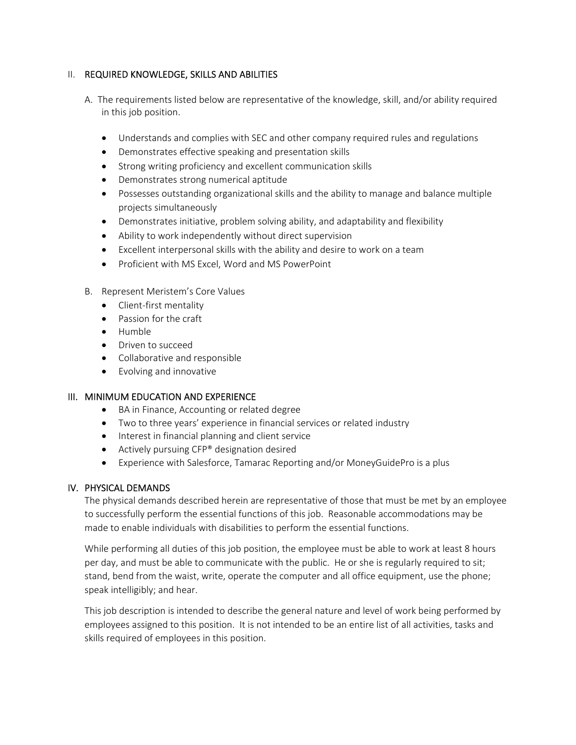## II. REQUIRED KNOWLEDGE, SKILLS AND ABILITIES

A. The requirements listed below are representative of the knowledge, skill, and/or ability required in this job position.

- Understands and complies with SEC and other company required rules and regulations
- Demonstrates effective speaking and presentation skills
- Strong writing proficiency and excellent communication skills
- Demonstrates strong numerical aptitude
- Possesses outstanding organizational skills and the ability to manage and balance multiple projects simultaneously
- Demonstrates initiative, problem solving ability, and adaptability and flexibility
- Ability to work independently without direct supervision
- Excellent interpersonal skills with the ability and desire to work on a team
- Proficient with MS Excel, Word and MS PowerPoint

B. Represent Meristem's Core Values

- Client-first mentality
- Passion for the craft
- Humble
- Driven to succeed
- Collaborative and responsible
- Evolving and innovative

## III. MINIMUM EDUCATION AND EXPERIENCE

- BA in Finance, Accounting or related degree
- Two to three years' experience in financial services or related industry
- Interest in financial planning and client service
- Actively pursuing CFP® designation desired
- Experience with Salesforce, Tamarac Reporting and/or MoneyGuidePro is a plus

## IV. PHYSICAL DEMANDS

The physical demands described herein are representative of those that must be met by an employee to successfully perform the essential functions of this job. Reasonable accommodations may be made to enable individuals with disabilities to perform the essential functions.

While performing all duties of this job position, the employee must be able to work at least 8 hours per day, and must be able to communicate with the public. He or she is regularly required to sit; stand, bend from the waist, write, operate the computer and all office equipment, use the phone; speak intelligibly; and hear.

This job description is intended to describe the general nature and level of work being performed by employees assigned to this position. It is not intended to be an entire list of all activities, tasks and skills required of employees in this position.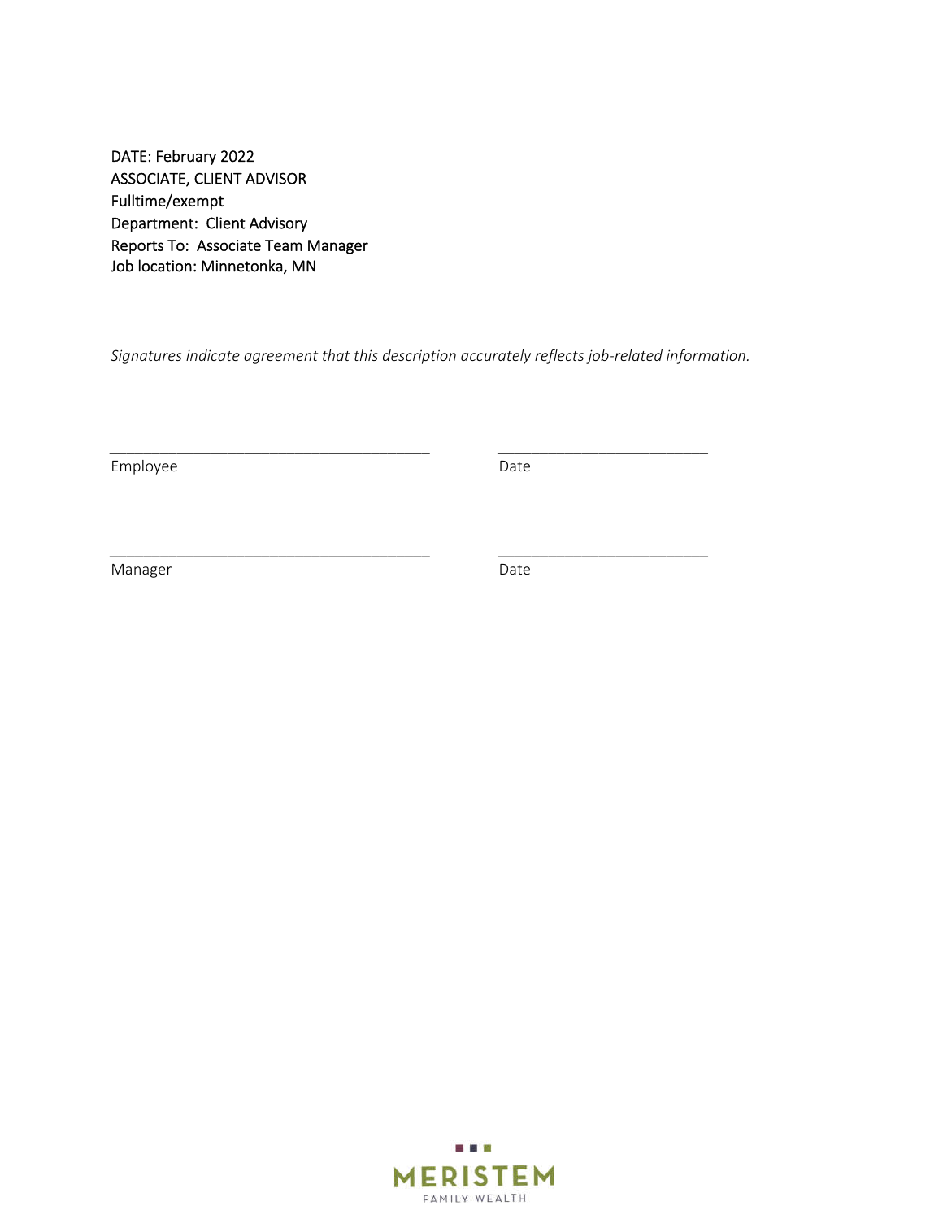DATE: February 2022
ASSOCIATE, CLIENT ADVISOR
Fulltime/exempt
Department: Client Advisory
Reports To: Associate Team Manager
Job location: Minnetonka, MN

*Signatures indicate agreement that this description accurately reflects job-related information.*

\_\_\_\_\_\_\_\_\_\_\_\_\_\_\_\_\_\_\_\_\_\_\_\_\_\_\_\_\_\_\_\_\_\_\_\_\_\_\_\_ \_\_\_\_\_\_\_\_\_\_\_\_\_\_\_\_\_\_\_\_\_\_\_\_\_\_

Employee Date

\_\_\_\_\_\_\_\_\_\_\_\_\_\_\_\_\_\_\_\_\_\_\_\_\_\_\_\_\_\_\_\_\_\_\_\_\_\_\_\_ \_\_\_\_\_\_\_\_\_\_\_\_\_\_\_\_\_\_\_\_\_\_\_\_\_\_

Manager Date

MERISTEM
FAMILY WEALTH